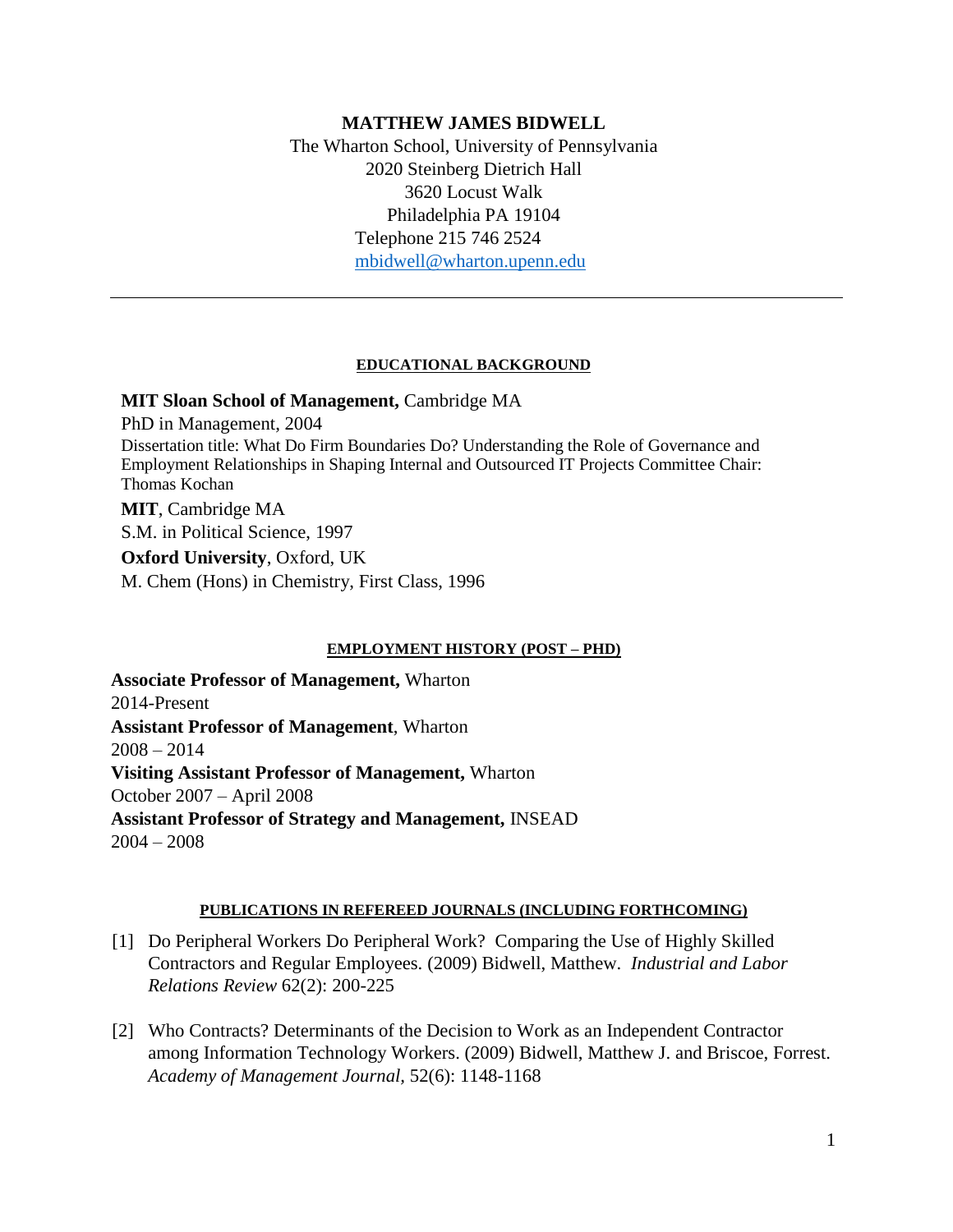# MATTHEW JAMES BIDWELL

The Wharton School, University of Pennsylvania
2020 Steinberg Dietrich Hall
3620 Locust Walk
Philadelphia PA 19104
Telephone 215 746 2524
mbidwell@wharton.upenn.edu

---

## EDUCATIONAL BACKGROUND

**MIT Sloan School of Management,** Cambridge MA
PhD in Management, 2004
Dissertation title: What Do Firm Boundaries Do? Understanding the Role of Governance and Employment Relationships in Shaping Internal and Outsourced IT Projects Committee Chair: Thomas Kochan

**MIT**, Cambridge MA
S.M. in Political Science, 1997

**Oxford University**, Oxford, UK
M. Chem (Hons) in Chemistry, First Class, 1996

## EMPLOYMENT HISTORY (POST – PHD)

**Associate Professor of Management,** Wharton
2014-Present

**Assistant Professor of Management**, Wharton
2008 – 2014

**Visiting Assistant Professor of Management,** Wharton
October 2007 – April 2008

**Assistant Professor of Strategy and Management,** INSEAD
2004 – 2008

## PUBLICATIONS IN REFEREED JOURNALS (INCLUDING FORTHCOMING)

[1] Do Peripheral Workers Do Peripheral Work? Comparing the Use of Highly Skilled Contractors and Regular Employees. (2009) Bidwell, Matthew. *Industrial and Labor Relations Review* 62(2): 200-225

[2] Who Contracts? Determinants of the Decision to Work as an Independent Contractor among Information Technology Workers. (2009) Bidwell, Matthew J. and Briscoe, Forrest. *Academy of Management Journal*, 52(6): 1148-1168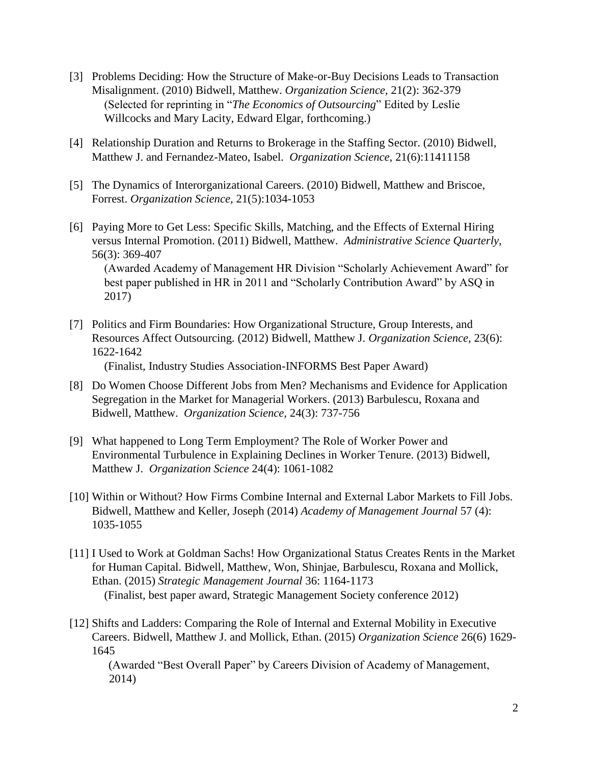[3] Problems Deciding: How the Structure of Make-or-Buy Decisions Leads to Transaction Misalignment. (2010) Bidwell, Matthew. *Organization Science*, 21(2): 362-379
(Selected for reprinting in "*The Economics of Outsourcing*" Edited by Leslie Willcocks and Mary Lacity, Edward Elgar, forthcoming.)

[4] Relationship Duration and Returns to Brokerage in the Staffing Sector. (2010) Bidwell, Matthew J. and Fernandez-Mateo, Isabel. *Organization Science,* 21(6):11411158

[5] The Dynamics of Interorganizational Careers. (2010) Bidwell, Matthew and Briscoe, Forrest. *Organization Science,* 21(5):1034-1053

[6] Paying More to Get Less: Specific Skills, Matching, and the Effects of External Hiring versus Internal Promotion. (2011) Bidwell, Matthew. *Administrative Science Quarterly,* 56(3): 369-407
(Awarded Academy of Management HR Division "Scholarly Achievement Award" for best paper published in HR in 2011 and "Scholarly Contribution Award" by ASQ in 2017)

[7] Politics and Firm Boundaries: How Organizational Structure, Group Interests, and Resources Affect Outsourcing. (2012) Bidwell, Matthew J. *Organization Science*, 23(6): 1622-1642
(Finalist, Industry Studies Association-INFORMS Best Paper Award)

[8] Do Women Choose Different Jobs from Men? Mechanisms and Evidence for Application Segregation in the Market for Managerial Workers. (2013) Barbulescu, Roxana and Bidwell, Matthew. *Organization Science,* 24(3): 737-756

[9] What happened to Long Term Employment? The Role of Worker Power and Environmental Turbulence in Explaining Declines in Worker Tenure. (2013) Bidwell, Matthew J. *Organization Science* 24(4): 1061-1082

[10] Within or Without? How Firms Combine Internal and External Labor Markets to Fill Jobs. Bidwell, Matthew and Keller, Joseph (2014) *Academy of Management Journal* 57 (4): 1035-1055

[11] I Used to Work at Goldman Sachs! How Organizational Status Creates Rents in the Market for Human Capital. Bidwell, Matthew, Won, Shinjae, Barbulescu, Roxana and Mollick, Ethan. (2015) *Strategic Management Journal* 36: 1164-1173
(Finalist, best paper award, Strategic Management Society conference 2012)

[12] Shifts and Ladders: Comparing the Role of Internal and External Mobility in Executive Careers. Bidwell, Matthew J. and Mollick, Ethan. (2015) *Organization Science* 26(6) 1629-1645
(Awarded "Best Overall Paper" by Careers Division of Academy of Management, 2014)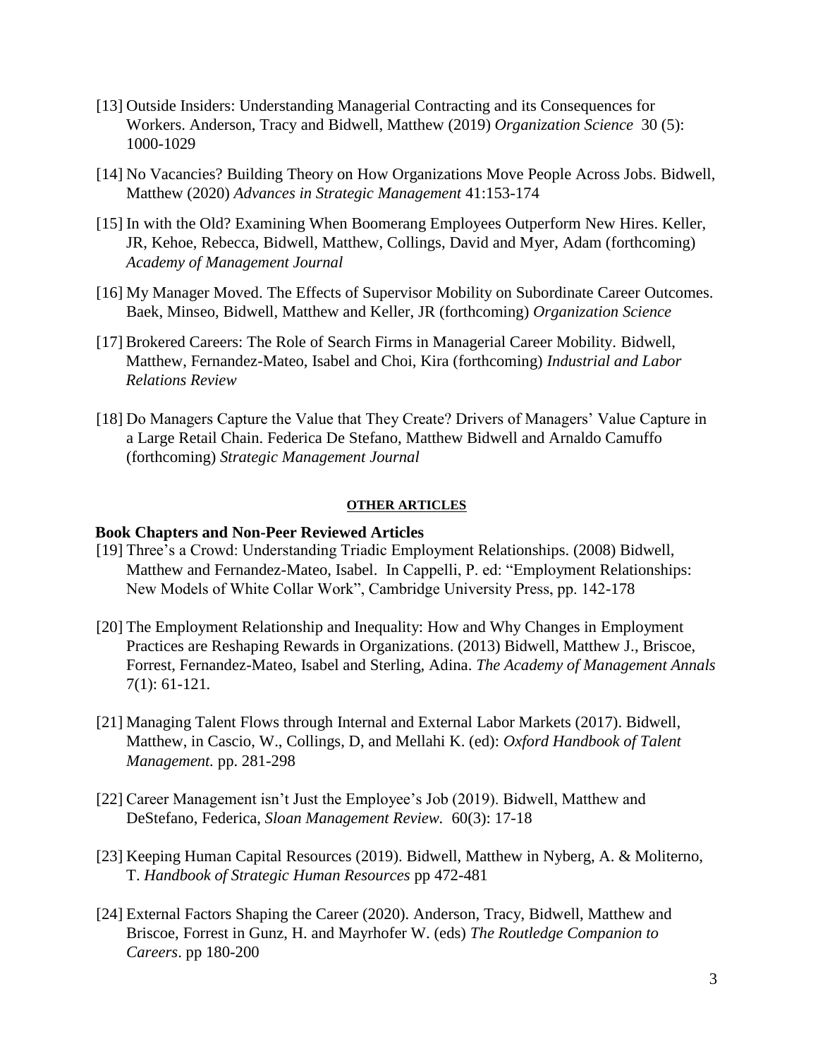[13] Outside Insiders: Understanding Managerial Contracting and its Consequences for Workers. Anderson, Tracy and Bidwell, Matthew (2019) *Organization Science* 30 (5): 1000-1029

[14] No Vacancies? Building Theory on How Organizations Move People Across Jobs. Bidwell, Matthew (2020) *Advances in Strategic Management* 41:153-174

[15] In with the Old? Examining When Boomerang Employees Outperform New Hires. Keller, JR, Kehoe, Rebecca, Bidwell, Matthew, Collings, David and Myer, Adam (forthcoming) *Academy of Management Journal*

[16] My Manager Moved. The Effects of Supervisor Mobility on Subordinate Career Outcomes. Baek, Minseo, Bidwell, Matthew and Keller, JR (forthcoming) *Organization Science*

[17] Brokered Careers: The Role of Search Firms in Managerial Career Mobility. Bidwell, Matthew, Fernandez-Mateo, Isabel and Choi, Kira (forthcoming) *Industrial and Labor Relations Review*

[18] Do Managers Capture the Value that They Create? Drivers of Managers' Value Capture in a Large Retail Chain. Federica De Stefano, Matthew Bidwell and Arnaldo Camuffo (forthcoming) *Strategic Management Journal*

## OTHER ARTICLES

### Book Chapters and Non-Peer Reviewed Articles

[19] Three's a Crowd: Understanding Triadic Employment Relationships. (2008) Bidwell, Matthew and Fernandez-Mateo, Isabel. In Cappelli, P. ed: "Employment Relationships: New Models of White Collar Work", Cambridge University Press, pp. 142-178

[20] The Employment Relationship and Inequality: How and Why Changes in Employment Practices are Reshaping Rewards in Organizations. (2013) Bidwell, Matthew J., Briscoe, Forrest, Fernandez-Mateo, Isabel and Sterling, Adina. *The Academy of Management Annals* 7(1): 61-121.

[21] Managing Talent Flows through Internal and External Labor Markets (2017). Bidwell, Matthew, in Cascio, W., Collings, D, and Mellahi K. (ed): *Oxford Handbook of Talent Management.* pp. 281-298

[22] Career Management isn't Just the Employee's Job (2019). Bidwell, Matthew and DeStefano, Federica, *Sloan Management Review.* 60(3): 17-18

[23] Keeping Human Capital Resources (2019). Bidwell, Matthew in Nyberg, A. & Moliterno, T. *Handbook of Strategic Human Resources* pp 472-481

[24] External Factors Shaping the Career (2020). Anderson, Tracy, Bidwell, Matthew and Briscoe, Forrest in Gunz, H. and Mayrhofer W. (eds) *The Routledge Companion to Careers*. pp 180-200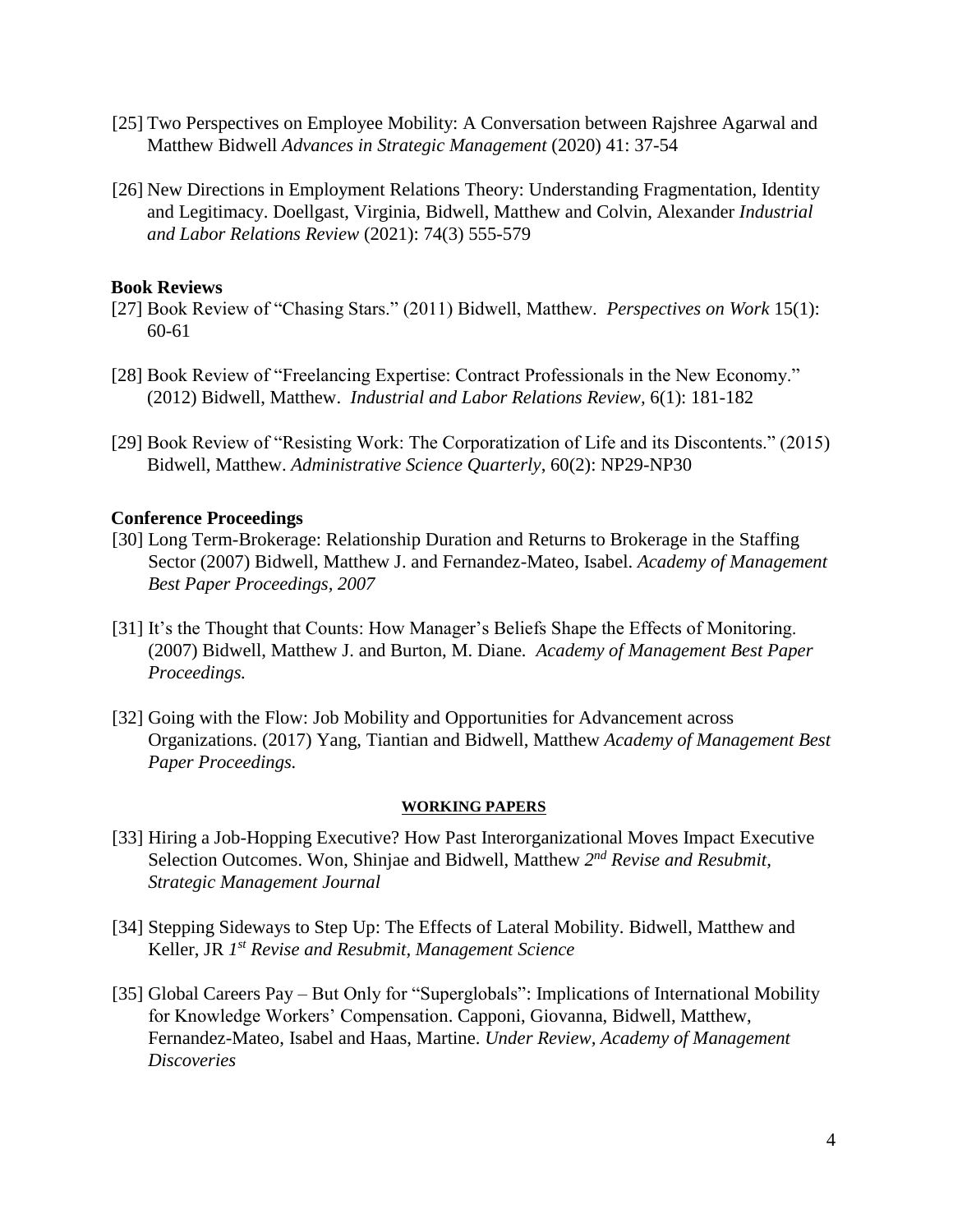[25] Two Perspectives on Employee Mobility: A Conversation between Rajshree Agarwal and Matthew Bidwell *Advances in Strategic Management* (2020) 41: 37-54

[26] New Directions in Employment Relations Theory: Understanding Fragmentation, Identity and Legitimacy. Doellgast, Virginia, Bidwell, Matthew and Colvin, Alexander *Industrial and Labor Relations Review* (2021): 74(3) 555-579

**Book Reviews**

[27] Book Review of "Chasing Stars." (2011) Bidwell, Matthew. *Perspectives on Work* 15(1): 60-61

[28] Book Review of "Freelancing Expertise: Contract Professionals in the New Economy." (2012) Bidwell, Matthew. *Industrial and Labor Relations Review,* 6(1): 181-182

[29] Book Review of "Resisting Work: The Corporatization of Life and its Discontents." (2015) Bidwell, Matthew. *Administrative Science Quarterly*, 60(2): NP29-NP30

**Conference Proceedings**

[30] Long Term-Brokerage: Relationship Duration and Returns to Brokerage in the Staffing Sector (2007) Bidwell, Matthew J. and Fernandez-Mateo, Isabel. *Academy of Management Best Paper Proceedings, 2007*

[31] It's the Thought that Counts: How Manager's Beliefs Shape the Effects of Monitoring. (2007) Bidwell, Matthew J. and Burton, M. Diane. *Academy of Management Best Paper Proceedings.*

[32] Going with the Flow: Job Mobility and Opportunities for Advancement across Organizations. (2017) Yang, Tiantian and Bidwell, Matthew *Academy of Management Best Paper Proceedings.*

## WORKING PAPERS

[33] Hiring a Job-Hopping Executive? How Past Interorganizational Moves Impact Executive Selection Outcomes. Won, Shinjae and Bidwell, Matthew *2nd Revise and Resubmit, Strategic Management Journal*

[34] Stepping Sideways to Step Up: The Effects of Lateral Mobility. Bidwell, Matthew and Keller, JR *1st Revise and Resubmit, Management Science*

[35] Global Careers Pay – But Only for "Superglobals": Implications of International Mobility for Knowledge Workers' Compensation. Capponi, Giovanna, Bidwell, Matthew, Fernandez-Mateo, Isabel and Haas, Martine. *Under Review, Academy of Management Discoveries*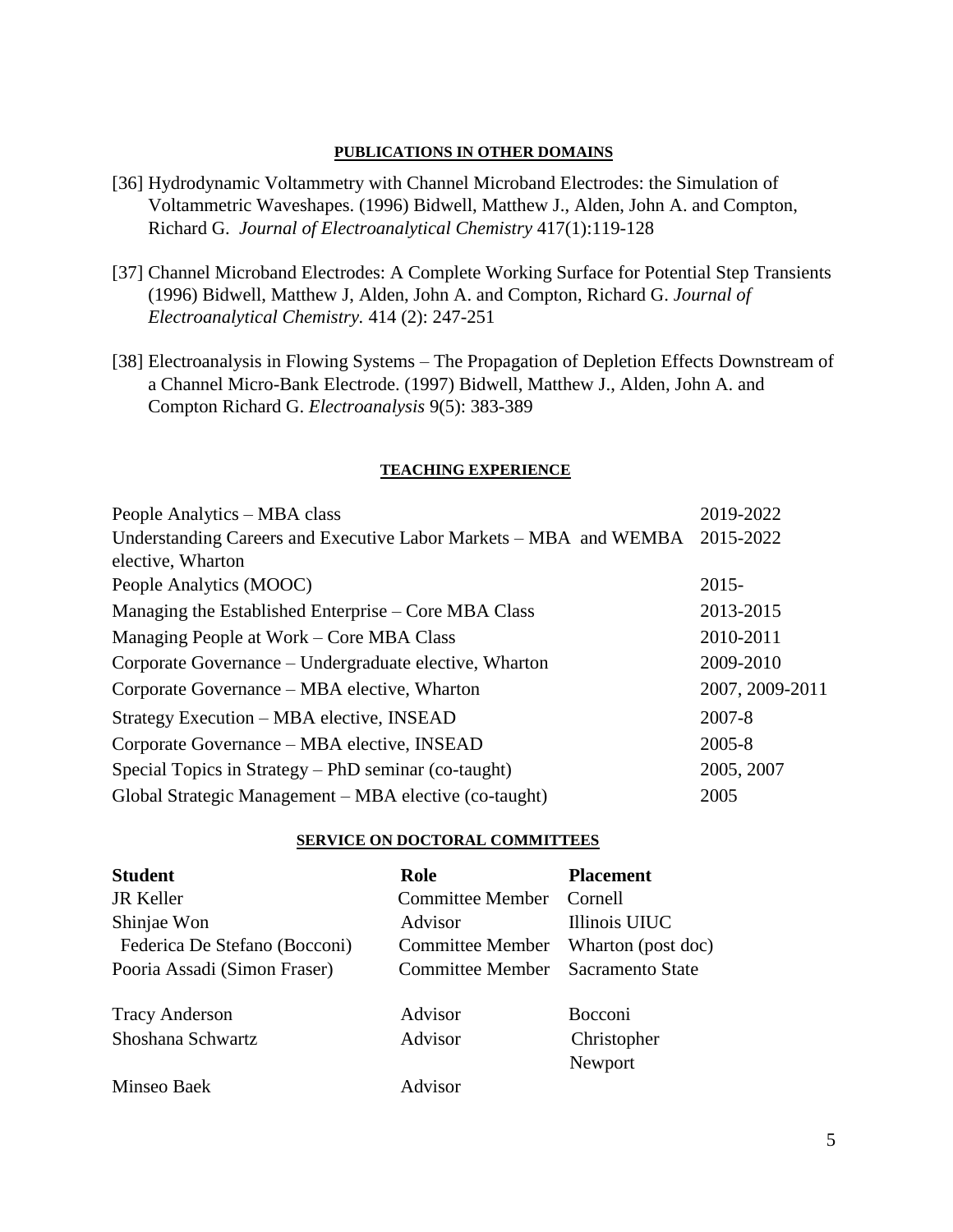## PUBLICATIONS IN OTHER DOMAINS

[36] Hydrodynamic Voltammetry with Channel Microband Electrodes: the Simulation of Voltammetric Waveshapes. (1996) Bidwell, Matthew J., Alden, John A. and Compton, Richard G. *Journal of Electroanalytical Chemistry* 417(1):119-128

[37] Channel Microband Electrodes: A Complete Working Surface for Potential Step Transients (1996) Bidwell, Matthew J, Alden, John A. and Compton, Richard G. *Journal of Electroanalytical Chemistry.* 414 (2): 247-251

[38] Electroanalysis in Flowing Systems – The Propagation of Depletion Effects Downstream of a Channel Micro-Bank Electrode. (1997) Bidwell, Matthew J., Alden, John A. and Compton Richard G. *Electroanalysis* 9(5): 383-389

## TEACHING EXPERIENCE

| | |
|---|---|
| People Analytics – MBA class | 2019-2022 |
| Understanding Careers and Executive Labor Markets – MBA and WEMBA elective, Wharton | 2015-2022 |
| People Analytics (MOOC) | 2015- |
| Managing the Established Enterprise – Core MBA Class | 2013-2015 |
| Managing People at Work – Core MBA Class | 2010-2011 |
| Corporate Governance – Undergraduate elective, Wharton | 2009-2010 |
| Corporate Governance – MBA elective, Wharton | 2007, 2009-2011 |
| Strategy Execution – MBA elective, INSEAD | 2007-8 |
| Corporate Governance – MBA elective, INSEAD | 2005-8 |
| Special Topics in Strategy – PhD seminar (co-taught) | 2005, 2007 |
| Global Strategic Management – MBA elective (co-taught) | 2005 |

## SERVICE ON DOCTORAL COMMITTEES

| Student | Role | Placement |
|---|---|---|
| JR Keller | Committee Member | Cornell |
| Shinjae Won | Advisor | Illinois UIUC |
| Federica De Stefano (Bocconi) | Committee Member | Wharton (post doc) |
| Pooria Assadi (Simon Fraser) | Committee Member | Sacramento State |
| Tracy Anderson | Advisor | Bocconi |
| Shoshana Schwartz | Advisor | Christopher Newport |
| Minseo Baek | Advisor | |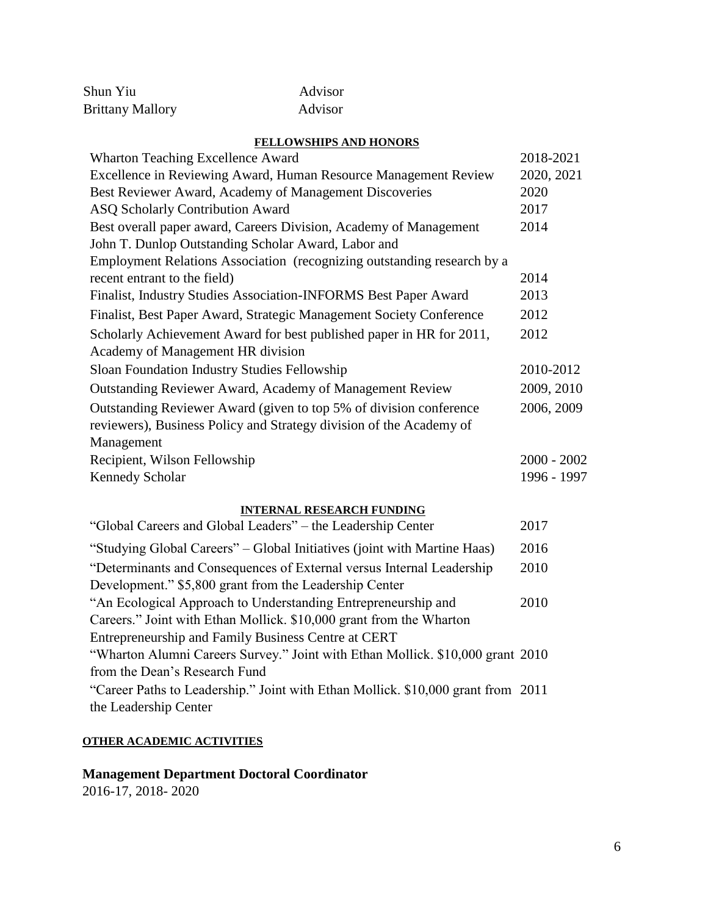| | |
|---|---|
| Shun Yiu | Advisor |
| Brittany Mallory | Advisor |

## FELLOWSHIPS AND HONORS

| | |
|---|---|
| Wharton Teaching Excellence Award | 2018-2021 |
| Excellence in Reviewing Award, Human Resource Management Review | 2020, 2021 |
| Best Reviewer Award, Academy of Management Discoveries | 2020 |
| ASQ Scholarly Contribution Award | 2017 |
| Best overall paper award, Careers Division, Academy of Management | 2014 |
| John T. Dunlop Outstanding Scholar Award, Labor and Employment Relations Association (recognizing outstanding research by a recent entrant to the field) | 2014 |
| Finalist, Industry Studies Association-INFORMS Best Paper Award | 2013 |
| Finalist, Best Paper Award, Strategic Management Society Conference | 2012 |
| Scholarly Achievement Award for best published paper in HR for 2011, Academy of Management HR division | 2012 |
| Sloan Foundation Industry Studies Fellowship | 2010-2012 |
| Outstanding Reviewer Award, Academy of Management Review | 2009, 2010 |
| Outstanding Reviewer Award (given to top 5% of division conference reviewers), Business Policy and Strategy division of the Academy of Management | 2006, 2009 |
| Recipient, Wilson Fellowship | 2000 - 2002 |
| Kennedy Scholar | 1996 - 1997 |

## INTERNAL RESEARCH FUNDING

| | |
|---|---|
| "Global Careers and Global Leaders" – the Leadership Center | 2017 |
| "Studying Global Careers" – Global Initiatives (joint with Martine Haas) | 2016 |
| "Determinants and Consequences of External versus Internal Leadership Development." $5,800 grant from the Leadership Center | 2010 |
| "An Ecological Approach to Understanding Entrepreneurship and Careers." Joint with Ethan Mollick. $10,000 grant from the Wharton Entrepreneurship and Family Business Centre at CERT | 2010 |
| "Wharton Alumni Careers Survey." Joint with Ethan Mollick. $10,000 grant from the Dean's Research Fund | 2010 |
| "Career Paths to Leadership." Joint with Ethan Mollick. $10,000 grant from the Leadership Center | 2011 |

## OTHER ACADEMIC ACTIVITIES

**Management Department Doctoral Coordinator**
2016-17, 2018- 2020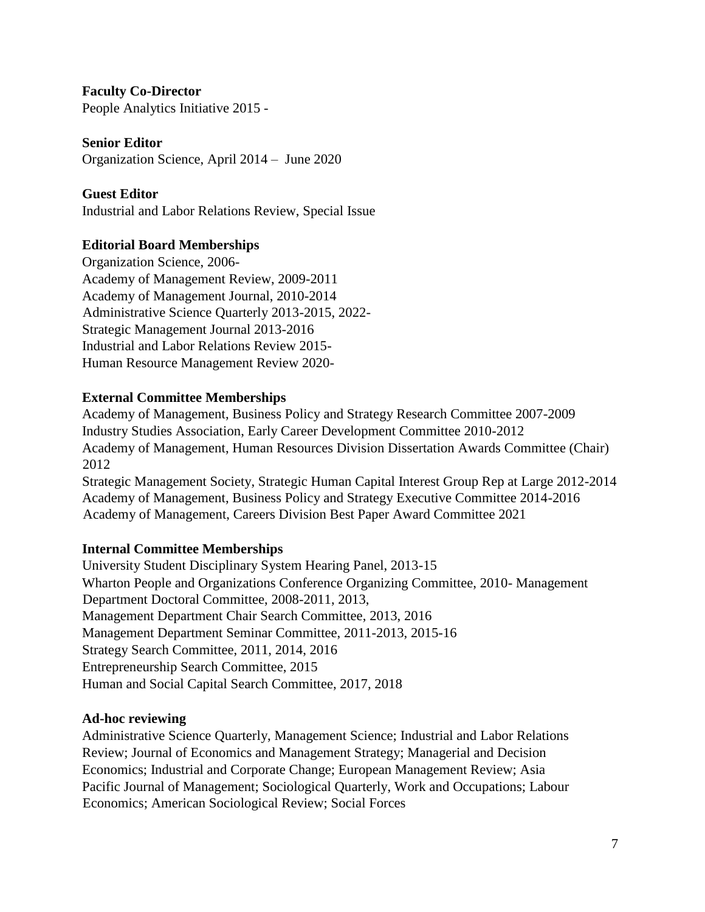**Faculty Co-Director**
People Analytics Initiative 2015 -

**Senior Editor**
Organization Science, April 2014 – June 2020

**Guest Editor**
Industrial and Labor Relations Review, Special Issue

**Editorial Board Memberships**
Organization Science, 2006-
Academy of Management Review, 2009-2011
Academy of Management Journal, 2010-2014
Administrative Science Quarterly 2013-2015, 2022-
Strategic Management Journal 2013-2016
Industrial and Labor Relations Review 2015-
Human Resource Management Review 2020-

**External Committee Memberships**
Academy of Management, Business Policy and Strategy Research Committee 2007-2009
Industry Studies Association, Early Career Development Committee 2010-2012
Academy of Management, Human Resources Division Dissertation Awards Committee (Chair) 2012
Strategic Management Society, Strategic Human Capital Interest Group Rep at Large 2012-2014
Academy of Management, Business Policy and Strategy Executive Committee 2014-2016
Academy of Management, Careers Division Best Paper Award Committee 2021

**Internal Committee Memberships**
University Student Disciplinary System Hearing Panel, 2013-15
Wharton People and Organizations Conference Organizing Committee, 2010- Management Department Doctoral Committee, 2008-2011, 2013,
Management Department Chair Search Committee, 2013, 2016
Management Department Seminar Committee, 2011-2013, 2015-16
Strategy Search Committee, 2011, 2014, 2016
Entrepreneurship Search Committee, 2015
Human and Social Capital Search Committee, 2017, 2018

**Ad-hoc reviewing**
Administrative Science Quarterly, Management Science; Industrial and Labor Relations Review; Journal of Economics and Management Strategy; Managerial and Decision Economics; Industrial and Corporate Change; European Management Review; Asia Pacific Journal of Management; Sociological Quarterly, Work and Occupations; Labour Economics; American Sociological Review; Social Forces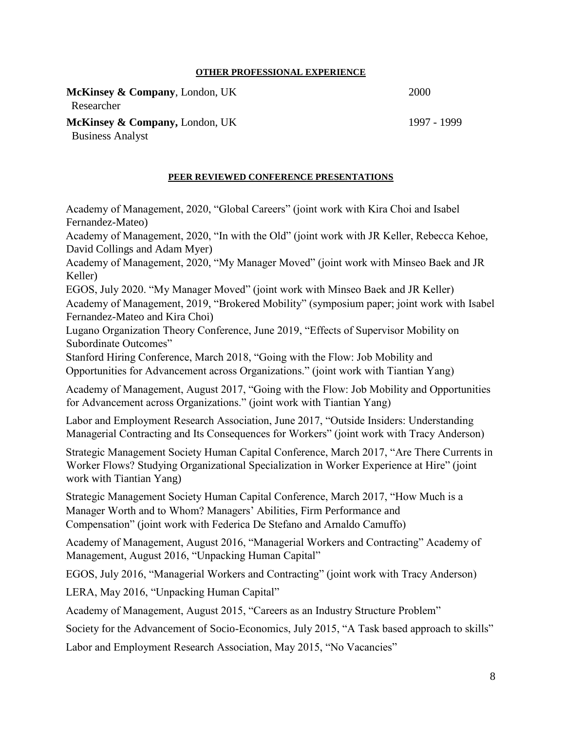## OTHER PROFESSIONAL EXPERIENCE

**McKinsey & Company**, London, UK — 2000
Researcher

**McKinsey & Company,** London, UK — 1997 - 1999
Business Analyst

## PEER REVIEWED CONFERENCE PRESENTATIONS

Academy of Management, 2020, "Global Careers" (joint work with Kira Choi and Isabel Fernandez-Mateo)

Academy of Management, 2020, "In with the Old" (joint work with JR Keller, Rebecca Kehoe, David Collings and Adam Myer)

Academy of Management, 2020, "My Manager Moved" (joint work with Minseo Baek and JR Keller)

EGOS, July 2020. "My Manager Moved" (joint work with Minseo Baek and JR Keller)

Academy of Management, 2019, "Brokered Mobility" (symposium paper; joint work with Isabel Fernandez-Mateo and Kira Choi)

Lugano Organization Theory Conference, June 2019, "Effects of Supervisor Mobility on Subordinate Outcomes"

Stanford Hiring Conference, March 2018, "Going with the Flow: Job Mobility and Opportunities for Advancement across Organizations." (joint work with Tiantian Yang)

Academy of Management, August 2017, "Going with the Flow: Job Mobility and Opportunities for Advancement across Organizations." (joint work with Tiantian Yang)

Labor and Employment Research Association, June 2017, "Outside Insiders: Understanding Managerial Contracting and Its Consequences for Workers" (joint work with Tracy Anderson)

Strategic Management Society Human Capital Conference, March 2017, "Are There Currents in Worker Flows? Studying Organizational Specialization in Worker Experience at Hire" (joint work with Tiantian Yang)

Strategic Management Society Human Capital Conference, March 2017, "How Much is a Manager Worth and to Whom? Managers' Abilities, Firm Performance and Compensation" (joint work with Federica De Stefano and Arnaldo Camuffo)

Academy of Management, August 2016, "Managerial Workers and Contracting" Academy of Management, August 2016, "Unpacking Human Capital"

EGOS, July 2016, "Managerial Workers and Contracting" (joint work with Tracy Anderson)

LERA, May 2016, "Unpacking Human Capital"

Academy of Management, August 2015, "Careers as an Industry Structure Problem"

Society for the Advancement of Socio-Economics, July 2015, "A Task based approach to skills"

Labor and Employment Research Association, May 2015, "No Vacancies"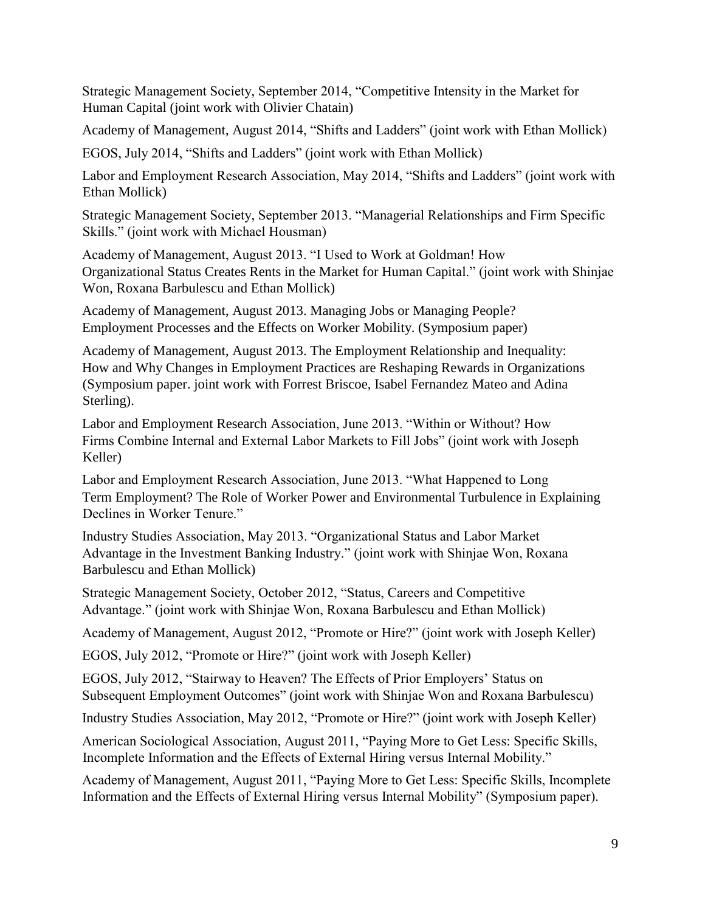Strategic Management Society, September 2014, “Competitive Intensity in the Market for Human Capital (joint work with Olivier Chatain)

Academy of Management, August 2014, “Shifts and Ladders” (joint work with Ethan Mollick)

EGOS, July 2014, “Shifts and Ladders” (joint work with Ethan Mollick)

Labor and Employment Research Association, May 2014, “Shifts and Ladders” (joint work with Ethan Mollick)

Strategic Management Society, September 2013. “Managerial Relationships and Firm Specific Skills.” (joint work with Michael Housman)

Academy of Management, August 2013. “I Used to Work at Goldman! How Organizational Status Creates Rents in the Market for Human Capital.” (joint work with Shinjae Won, Roxana Barbulescu and Ethan Mollick)

Academy of Management, August 2013. Managing Jobs or Managing People? Employment Processes and the Effects on Worker Mobility. (Symposium paper)

Academy of Management, August 2013. The Employment Relationship and Inequality: How and Why Changes in Employment Practices are Reshaping Rewards in Organizations (Symposium paper. joint work with Forrest Briscoe, Isabel Fernandez Mateo and Adina Sterling).

Labor and Employment Research Association, June 2013. “Within or Without? How Firms Combine Internal and External Labor Markets to Fill Jobs” (joint work with Joseph Keller)

Labor and Employment Research Association, June 2013. “What Happened to Long Term Employment? The Role of Worker Power and Environmental Turbulence in Explaining Declines in Worker Tenure.”

Industry Studies Association, May 2013. “Organizational Status and Labor Market Advantage in the Investment Banking Industry.” (joint work with Shinjae Won, Roxana Barbulescu and Ethan Mollick)

Strategic Management Society, October 2012, “Status, Careers and Competitive Advantage.” (joint work with Shinjae Won, Roxana Barbulescu and Ethan Mollick)

Academy of Management, August 2012, “Promote or Hire?” (joint work with Joseph Keller)

EGOS, July 2012, “Promote or Hire?” (joint work with Joseph Keller)

EGOS, July 2012, “Stairway to Heaven? The Effects of Prior Employers’ Status on Subsequent Employment Outcomes” (joint work with Shinjae Won and Roxana Barbulescu)

Industry Studies Association, May 2012, “Promote or Hire?” (joint work with Joseph Keller)

American Sociological Association, August 2011, “Paying More to Get Less: Specific Skills, Incomplete Information and the Effects of External Hiring versus Internal Mobility.”

Academy of Management, August 2011, “Paying More to Get Less: Specific Skills, Incomplete Information and the Effects of External Hiring versus Internal Mobility” (Symposium paper).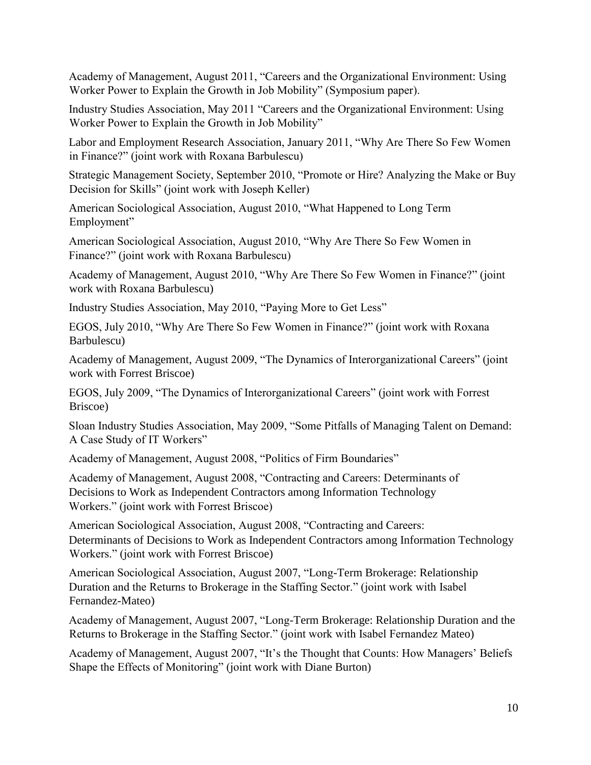Academy of Management, August 2011, “Careers and the Organizational Environment: Using Worker Power to Explain the Growth in Job Mobility” (Symposium paper).

Industry Studies Association, May 2011 “Careers and the Organizational Environment: Using Worker Power to Explain the Growth in Job Mobility”

Labor and Employment Research Association, January 2011, “Why Are There So Few Women in Finance?” (joint work with Roxana Barbulescu)

Strategic Management Society, September 2010, “Promote or Hire? Analyzing the Make or Buy Decision for Skills” (joint work with Joseph Keller)

American Sociological Association, August 2010, “What Happened to Long Term Employment”

American Sociological Association, August 2010, “Why Are There So Few Women in Finance?” (joint work with Roxana Barbulescu)

Academy of Management, August 2010, “Why Are There So Few Women in Finance?” (joint work with Roxana Barbulescu)

Industry Studies Association, May 2010, “Paying More to Get Less”

EGOS, July 2010, “Why Are There So Few Women in Finance?” (joint work with Roxana Barbulescu)

Academy of Management, August 2009, “The Dynamics of Interorganizational Careers” (joint work with Forrest Briscoe)

EGOS, July 2009, “The Dynamics of Interorganizational Careers” (joint work with Forrest Briscoe)

Sloan Industry Studies Association, May 2009, “Some Pitfalls of Managing Talent on Demand: A Case Study of IT Workers”

Academy of Management, August 2008, “Politics of Firm Boundaries”

Academy of Management, August 2008, “Contracting and Careers: Determinants of Decisions to Work as Independent Contractors among Information Technology Workers.” (joint work with Forrest Briscoe)

American Sociological Association, August 2008, “Contracting and Careers: Determinants of Decisions to Work as Independent Contractors among Information Technology Workers.” (joint work with Forrest Briscoe)

American Sociological Association, August 2007, “Long-Term Brokerage: Relationship Duration and the Returns to Brokerage in the Staffing Sector.” (joint work with Isabel Fernandez-Mateo)

Academy of Management, August 2007, “Long-Term Brokerage: Relationship Duration and the Returns to Brokerage in the Staffing Sector.” (joint work with Isabel Fernandez Mateo)

Academy of Management, August 2007, “It’s the Thought that Counts: How Managers’ Beliefs Shape the Effects of Monitoring” (joint work with Diane Burton)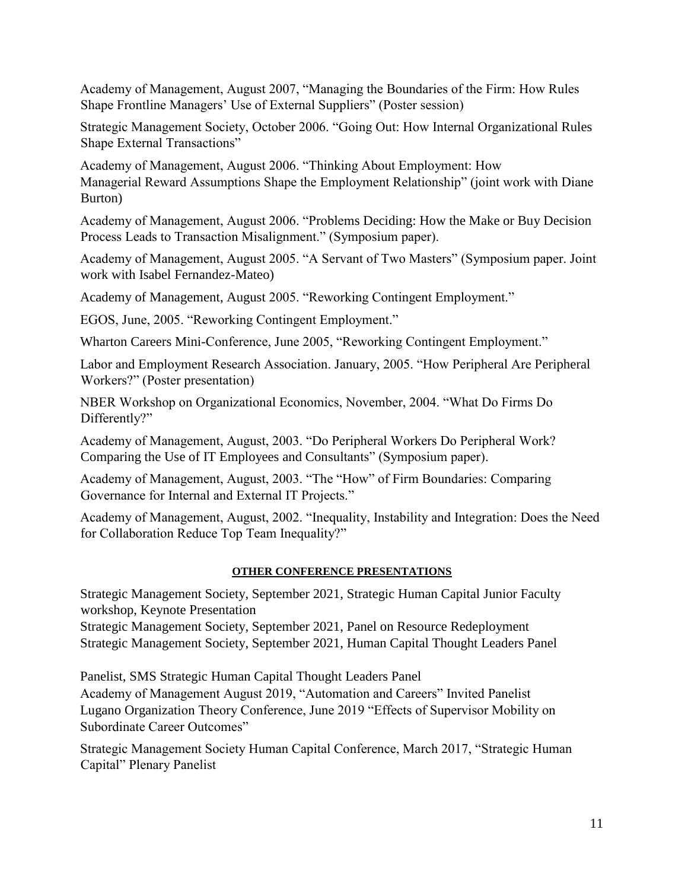Academy of Management, August 2007, "Managing the Boundaries of the Firm: How Rules Shape Frontline Managers' Use of External Suppliers" (Poster session)

Strategic Management Society, October 2006. "Going Out: How Internal Organizational Rules Shape External Transactions"

Academy of Management, August 2006. "Thinking About Employment: How Managerial Reward Assumptions Shape the Employment Relationship" (joint work with Diane Burton)

Academy of Management, August 2006. "Problems Deciding: How the Make or Buy Decision Process Leads to Transaction Misalignment." (Symposium paper).

Academy of Management, August 2005. "A Servant of Two Masters" (Symposium paper. Joint work with Isabel Fernandez-Mateo)

Academy of Management, August 2005. "Reworking Contingent Employment."

EGOS, June, 2005. "Reworking Contingent Employment."

Wharton Careers Mini-Conference, June 2005, "Reworking Contingent Employment."

Labor and Employment Research Association. January, 2005. "How Peripheral Are Peripheral Workers?" (Poster presentation)

NBER Workshop on Organizational Economics, November, 2004. "What Do Firms Do Differently?"

Academy of Management, August, 2003. "Do Peripheral Workers Do Peripheral Work? Comparing the Use of IT Employees and Consultants" (Symposium paper).

Academy of Management, August, 2003. "The "How" of Firm Boundaries: Comparing Governance for Internal and External IT Projects."

Academy of Management, August, 2002. "Inequality, Instability and Integration: Does the Need for Collaboration Reduce Top Team Inequality?"

## OTHER CONFERENCE PRESENTATIONS

Strategic Management Society, September 2021, Strategic Human Capital Junior Faculty workshop, Keynote Presentation
Strategic Management Society, September 2021, Panel on Resource Redeployment
Strategic Management Society, September 2021, Human Capital Thought Leaders Panel

Panelist, SMS Strategic Human Capital Thought Leaders Panel
Academy of Management August 2019, "Automation and Careers" Invited Panelist
Lugano Organization Theory Conference, June 2019 "Effects of Supervisor Mobility on Subordinate Career Outcomes"

Strategic Management Society Human Capital Conference, March 2017, "Strategic Human Capital" Plenary Panelist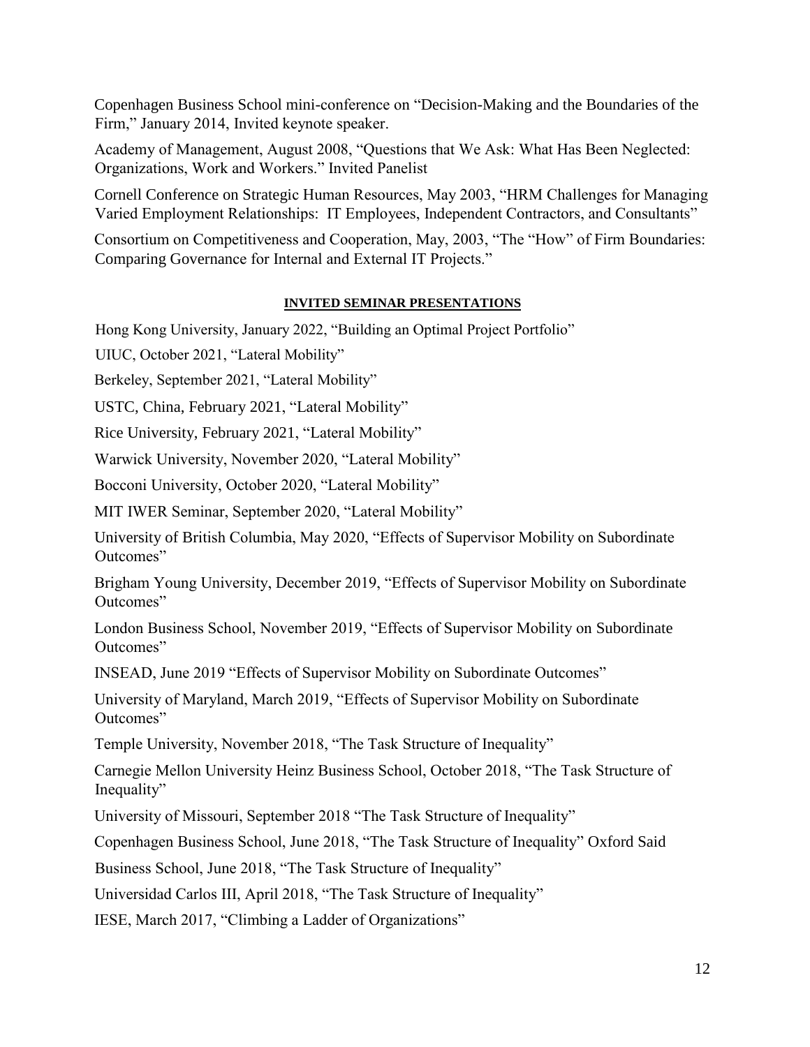Copenhagen Business School mini-conference on "Decision-Making and the Boundaries of the Firm," January 2014, Invited keynote speaker.

Academy of Management, August 2008, "Questions that We Ask: What Has Been Neglected: Organizations, Work and Workers." Invited Panelist

Cornell Conference on Strategic Human Resources, May 2003, "HRM Challenges for Managing Varied Employment Relationships: IT Employees, Independent Contractors, and Consultants"

Consortium on Competitiveness and Cooperation, May, 2003, "The "How" of Firm Boundaries: Comparing Governance for Internal and External IT Projects."

## INVITED SEMINAR PRESENTATIONS

Hong Kong University, January 2022, "Building an Optimal Project Portfolio"

UIUC, October 2021, "Lateral Mobility"

Berkeley, September 2021, "Lateral Mobility"

USTC, China, February 2021, "Lateral Mobility"

Rice University, February 2021, "Lateral Mobility"

Warwick University, November 2020, "Lateral Mobility"

Bocconi University, October 2020, "Lateral Mobility"

MIT IWER Seminar, September 2020, "Lateral Mobility"

University of British Columbia, May 2020, "Effects of Supervisor Mobility on Subordinate Outcomes"

Brigham Young University, December 2019, "Effects of Supervisor Mobility on Subordinate Outcomes"

London Business School, November 2019, "Effects of Supervisor Mobility on Subordinate Outcomes"

INSEAD, June 2019 "Effects of Supervisor Mobility on Subordinate Outcomes"

University of Maryland, March 2019, "Effects of Supervisor Mobility on Subordinate Outcomes"

Temple University, November 2018, "The Task Structure of Inequality"

Carnegie Mellon University Heinz Business School, October 2018, "The Task Structure of Inequality"

University of Missouri, September 2018 "The Task Structure of Inequality"

Copenhagen Business School, June 2018, "The Task Structure of Inequality"

Oxford Said Business School, June 2018, "The Task Structure of Inequality"

Universidad Carlos III, April 2018, "The Task Structure of Inequality"

IESE, March 2017, "Climbing a Ladder of Organizations"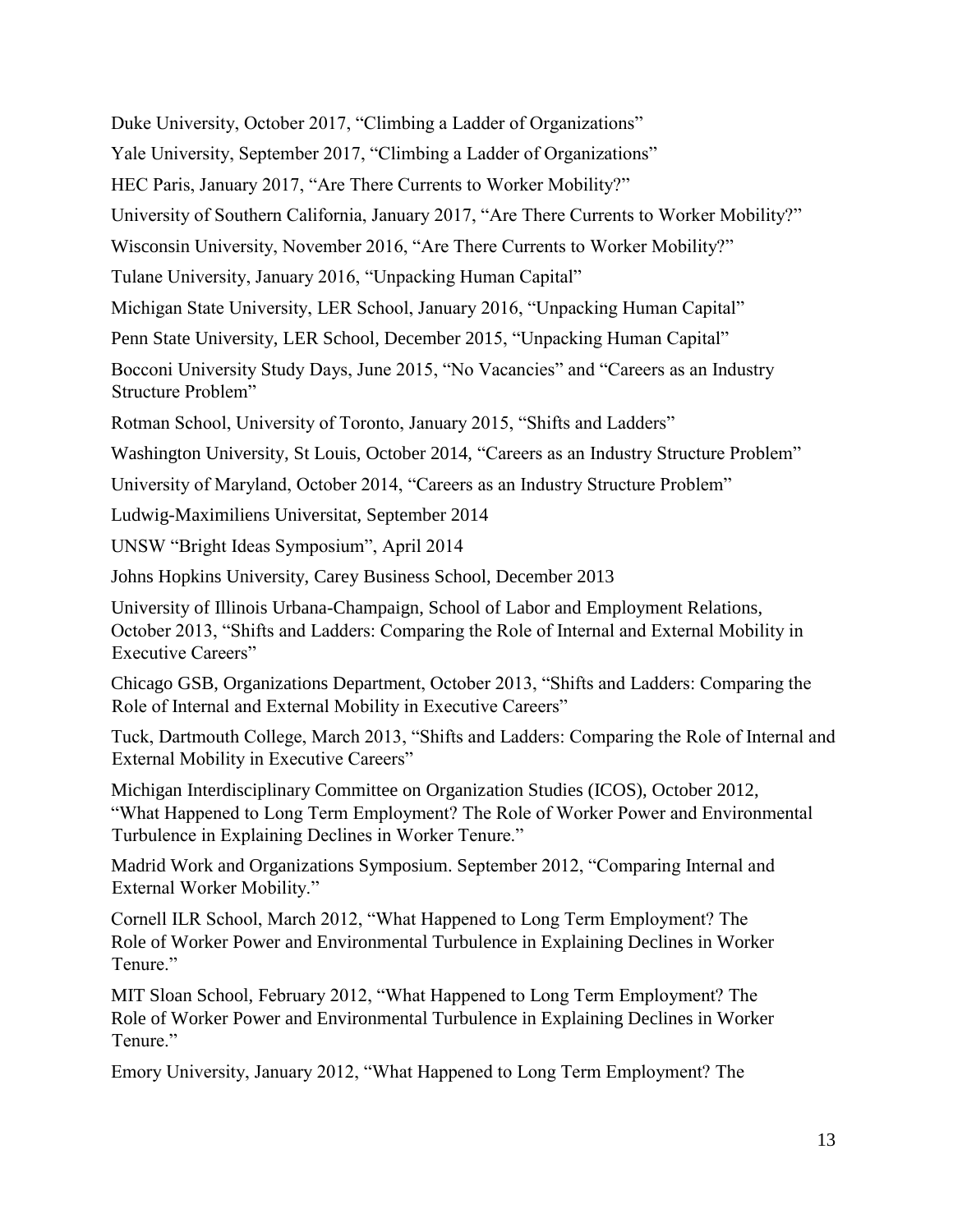Duke University, October 2017, "Climbing a Ladder of Organizations"

Yale University, September 2017, "Climbing a Ladder of Organizations"

HEC Paris, January 2017, "Are There Currents to Worker Mobility?"

University of Southern California, January 2017, "Are There Currents to Worker Mobility?"

Wisconsin University, November 2016, "Are There Currents to Worker Mobility?"

Tulane University, January 2016, "Unpacking Human Capital"

Michigan State University, LER School, January 2016, "Unpacking Human Capital"

Penn State University, LER School, December 2015, "Unpacking Human Capital"

Bocconi University Study Days, June 2015, "No Vacancies" and "Careers as an Industry Structure Problem"

Rotman School, University of Toronto, January 2015, "Shifts and Ladders"

Washington University, St Louis, October 2014, "Careers as an Industry Structure Problem"

University of Maryland, October 2014, "Careers as an Industry Structure Problem"

Ludwig-Maximiliens Universitat, September 2014

UNSW "Bright Ideas Symposium", April 2014

Johns Hopkins University, Carey Business School, December 2013

University of Illinois Urbana-Champaign, School of Labor and Employment Relations, October 2013, "Shifts and Ladders: Comparing the Role of Internal and External Mobility in Executive Careers"

Chicago GSB, Organizations Department, October 2013, "Shifts and Ladders: Comparing the Role of Internal and External Mobility in Executive Careers"

Tuck, Dartmouth College, March 2013, "Shifts and Ladders: Comparing the Role of Internal and External Mobility in Executive Careers"

Michigan Interdisciplinary Committee on Organization Studies (ICOS), October 2012, "What Happened to Long Term Employment? The Role of Worker Power and Environmental Turbulence in Explaining Declines in Worker Tenure."

Madrid Work and Organizations Symposium. September 2012, "Comparing Internal and External Worker Mobility."

Cornell ILR School, March 2012, "What Happened to Long Term Employment? The Role of Worker Power and Environmental Turbulence in Explaining Declines in Worker Tenure."

MIT Sloan School, February 2012, "What Happened to Long Term Employment? The Role of Worker Power and Environmental Turbulence in Explaining Declines in Worker Tenure."

Emory University, January 2012, "What Happened to Long Term Employment? The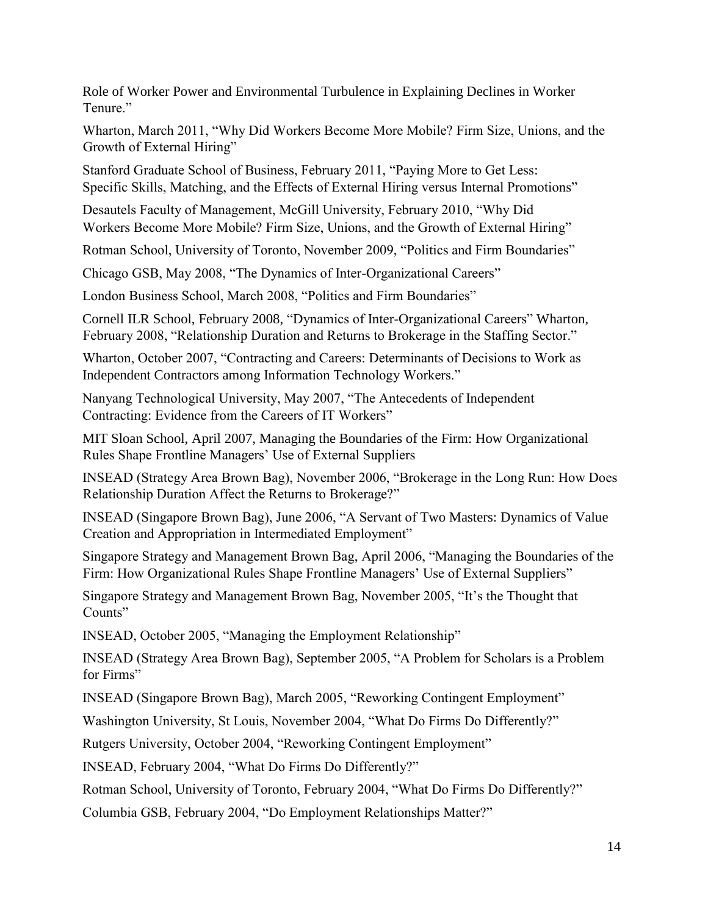Role of Worker Power and Environmental Turbulence in Explaining Declines in Worker Tenure."

Wharton, March 2011, "Why Did Workers Become More Mobile? Firm Size, Unions, and the Growth of External Hiring"

Stanford Graduate School of Business, February 2011, "Paying More to Get Less: Specific Skills, Matching, and the Effects of External Hiring versus Internal Promotions"

Desautels Faculty of Management, McGill University, February 2010, "Why Did Workers Become More Mobile? Firm Size, Unions, and the Growth of External Hiring"

Rotman School, University of Toronto, November 2009, "Politics and Firm Boundaries"

Chicago GSB, May 2008, "The Dynamics of Inter-Organizational Careers"

London Business School, March 2008, "Politics and Firm Boundaries"

Cornell ILR School, February 2008, "Dynamics of Inter-Organizational Careers" Wharton, February 2008, "Relationship Duration and Returns to Brokerage in the Staffing Sector."

Wharton, October 2007, "Contracting and Careers: Determinants of Decisions to Work as Independent Contractors among Information Technology Workers."

Nanyang Technological University, May 2007, "The Antecedents of Independent Contracting: Evidence from the Careers of IT Workers"

MIT Sloan School, April 2007, Managing the Boundaries of the Firm: How Organizational Rules Shape Frontline Managers' Use of External Suppliers

INSEAD (Strategy Area Brown Bag), November 2006, "Brokerage in the Long Run: How Does Relationship Duration Affect the Returns to Brokerage?"

INSEAD (Singapore Brown Bag), June 2006, "A Servant of Two Masters: Dynamics of Value Creation and Appropriation in Intermediated Employment"

Singapore Strategy and Management Brown Bag, April 2006, "Managing the Boundaries of the Firm: How Organizational Rules Shape Frontline Managers' Use of External Suppliers"

Singapore Strategy and Management Brown Bag, November 2005, "It's the Thought that Counts"

INSEAD, October 2005, "Managing the Employment Relationship"

INSEAD (Strategy Area Brown Bag), September 2005, "A Problem for Scholars is a Problem for Firms"

INSEAD (Singapore Brown Bag), March 2005, "Reworking Contingent Employment"

Washington University, St Louis, November 2004, "What Do Firms Do Differently?"

Rutgers University, October 2004, "Reworking Contingent Employment"

INSEAD, February 2004, "What Do Firms Do Differently?"

Rotman School, University of Toronto, February 2004, "What Do Firms Do Differently?"

Columbia GSB, February 2004, "Do Employment Relationships Matter?"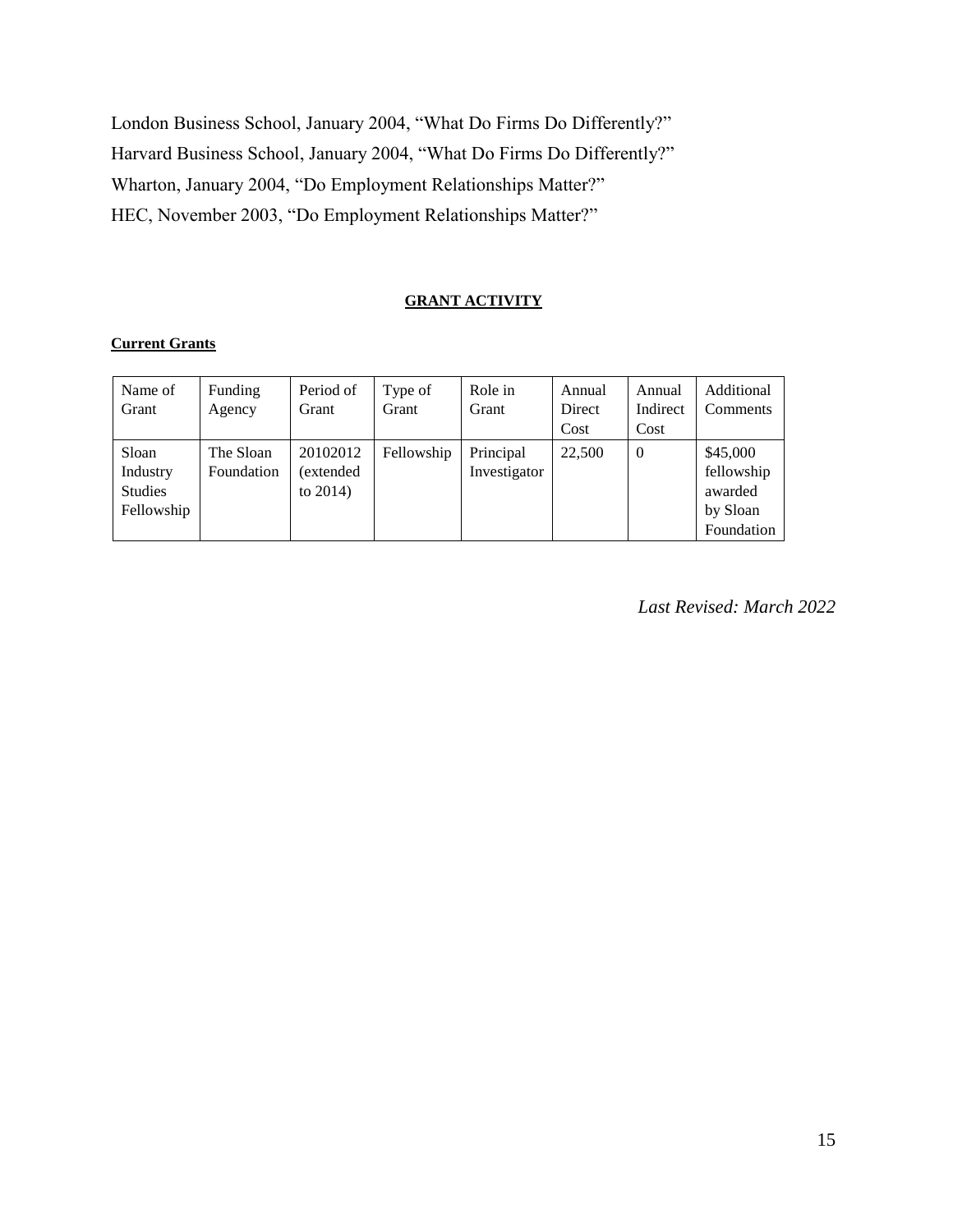London Business School, January 2004, “What Do Firms Do Differently?”

Harvard Business School, January 2004, “What Do Firms Do Differently?”

Wharton, January 2004, “Do Employment Relationships Matter?”

HEC, November 2003, “Do Employment Relationships Matter?”

## GRANT ACTIVITY

**Current Grants**

| Name of Grant | Funding Agency | Period of Grant | Type of Grant | Role in Grant | Annual Direct Cost | Annual Indirect Cost | Additional Comments |
|---|---|---|---|---|---|---|---|
| Sloan Industry Studies Fellowship | The Sloan Foundation | 20102012 (extended to 2014) | Fellowship | Principal Investigator | 22,500 | 0 | $45,000 fellowship awarded by Sloan Foundation |

*Last Revised: March 2022*